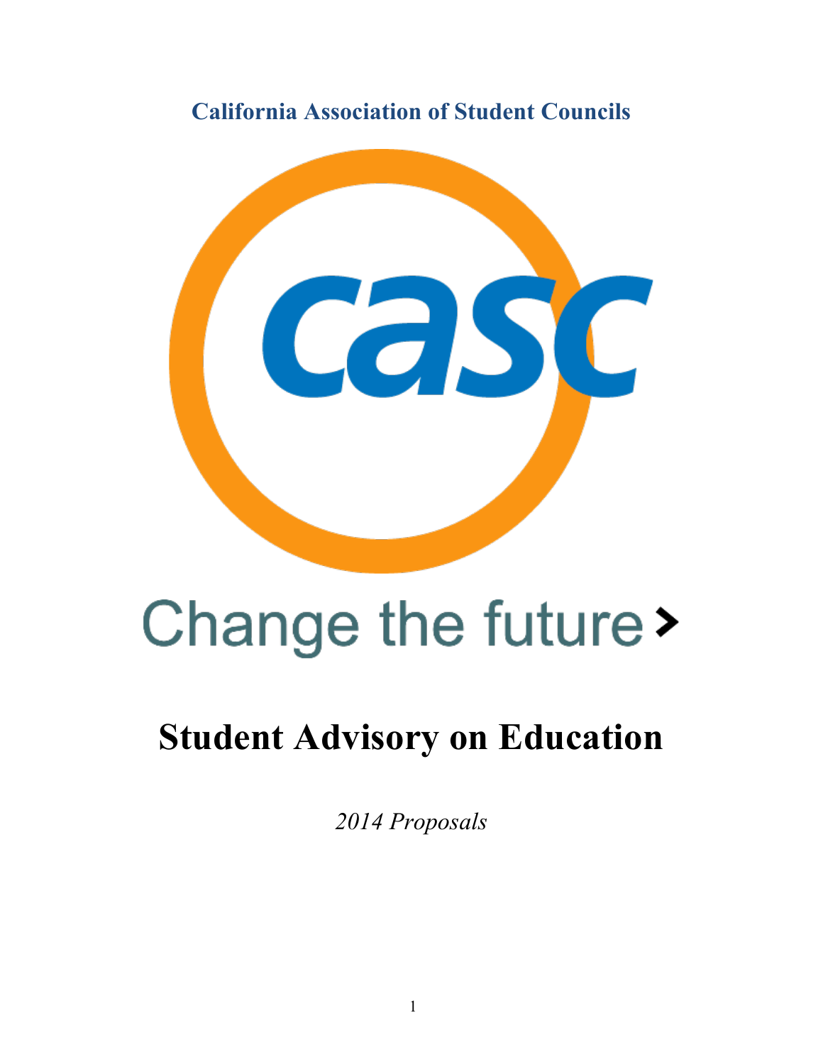**California Association of Student Councils**

casc

Change the future >

# Student Advisory on Education

*2014 Proposals*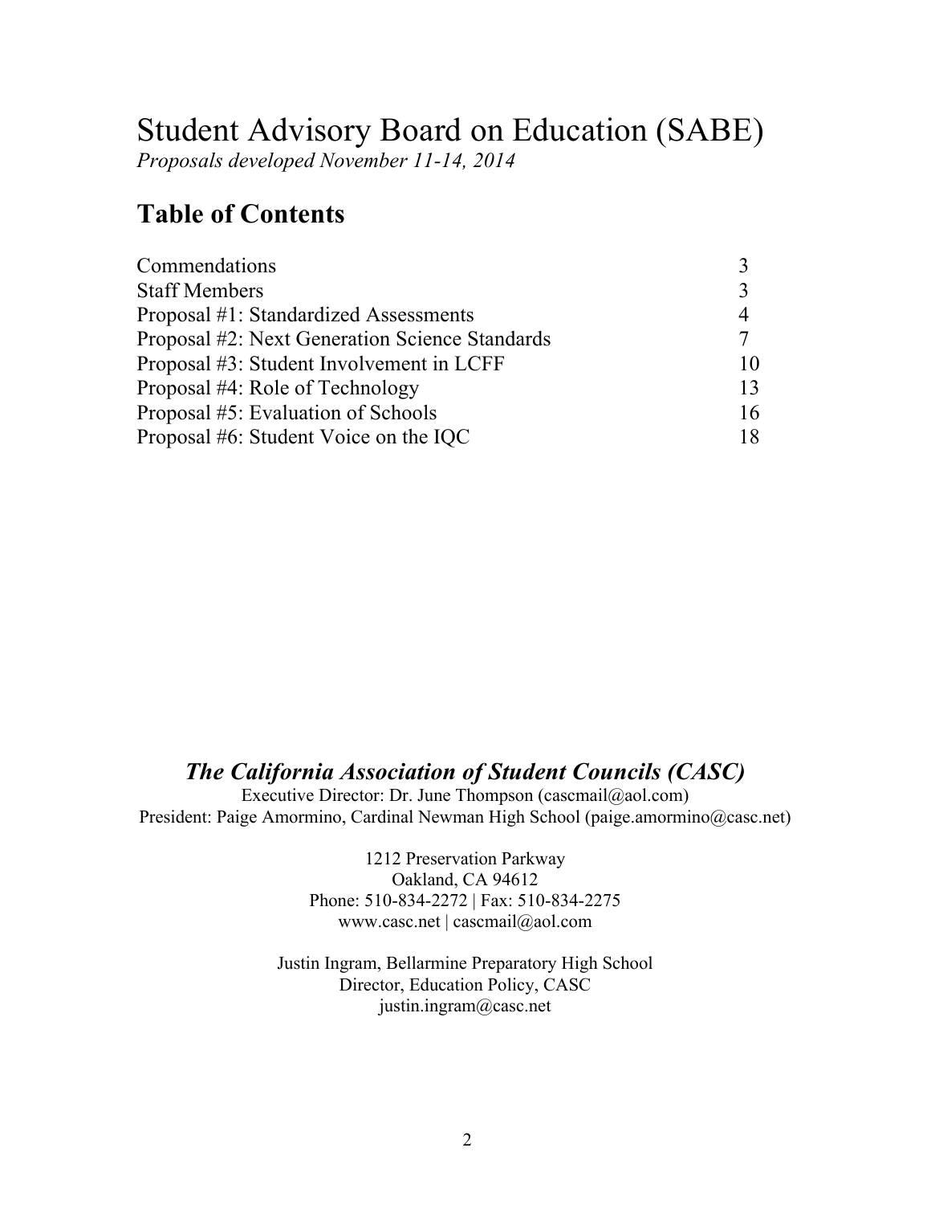# Student Advisory Board on Education (SABE)

*Proposals developed November 11-14, 2014*

## Table of Contents

| | |
|---|---|
| Commendations | 3 |
| Staff Members | 3 |
| Proposal #1: Standardized Assessments | 4 |
| Proposal #2: Next Generation Science Standards | 7 |
| Proposal #3: Student Involvement in LCFF | 10 |
| Proposal #4: Role of Technology | 13 |
| Proposal #5: Evaluation of Schools | 16 |
| Proposal #6: Student Voice on the IQC | 18 |

***The California Association of Student Councils (CASC)***

Executive Director: Dr. June Thompson (cascmail@aol.com)
President: Paige Amormino, Cardinal Newman High School (paige.amormino@casc.net)

1212 Preservation Parkway
Oakland, CA 94612
Phone: 510-834-2272 | Fax: 510-834-2275
www.casc.net | cascmail@aol.com

Justin Ingram, Bellarmine Preparatory High School
Director, Education Policy, CASC
justin.ingram@casc.net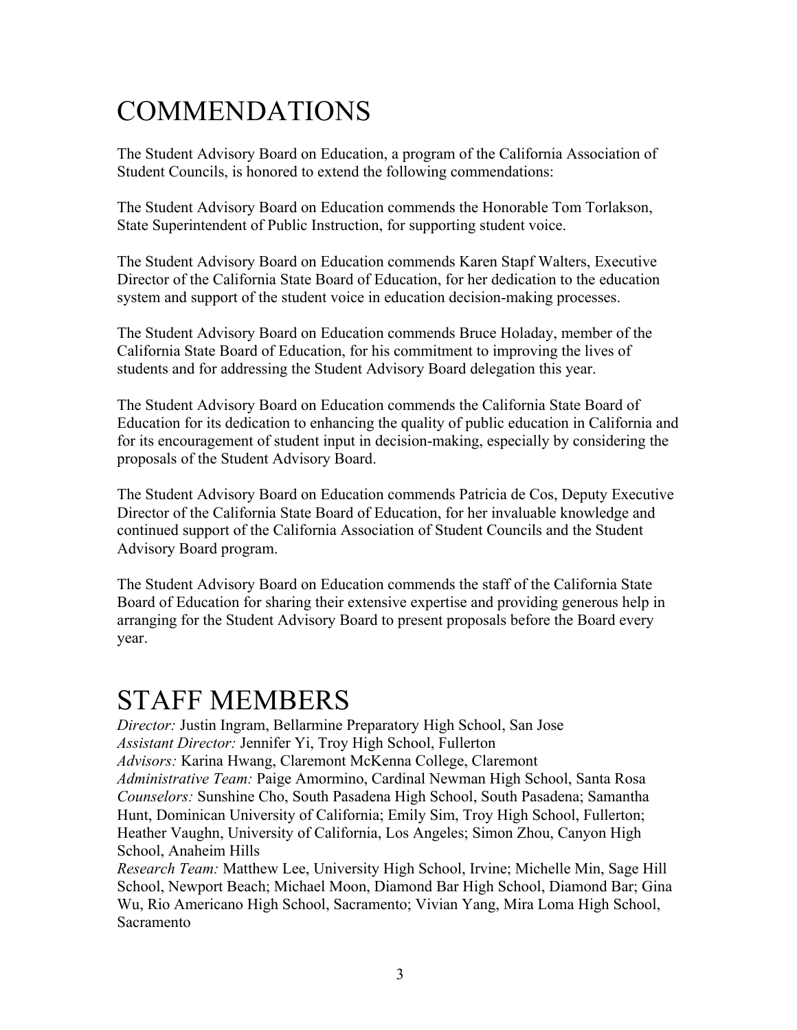# COMMENDATIONS

The Student Advisory Board on Education, a program of the California Association of Student Councils, is honored to extend the following commendations:

The Student Advisory Board on Education commends the Honorable Tom Torlakson, State Superintendent of Public Instruction, for supporting student voice.

The Student Advisory Board on Education commends Karen Stapf Walters, Executive Director of the California State Board of Education, for her dedication to the education system and support of the student voice in education decision-making processes.

The Student Advisory Board on Education commends Bruce Holaday, member of the California State Board of Education, for his commitment to improving the lives of students and for addressing the Student Advisory Board delegation this year.

The Student Advisory Board on Education commends the California State Board of Education for its dedication to enhancing the quality of public education in California and for its encouragement of student input in decision-making, especially by considering the proposals of the Student Advisory Board.

The Student Advisory Board on Education commends Patricia de Cos, Deputy Executive Director of the California State Board of Education, for her invaluable knowledge and continued support of the California Association of Student Councils and the Student Advisory Board program.

The Student Advisory Board on Education commends the staff of the California State Board of Education for sharing their extensive expertise and providing generous help in arranging for the Student Advisory Board to present proposals before the Board every year.

# STAFF MEMBERS

*Director:* Justin Ingram, Bellarmine Preparatory High School, San Jose
*Assistant Director:* Jennifer Yi, Troy High School, Fullerton
*Advisors:* Karina Hwang, Claremont McKenna College, Claremont
*Administrative Team:* Paige Amormino, Cardinal Newman High School, Santa Rosa
*Counselors:* Sunshine Cho, South Pasadena High School, South Pasadena; Samantha Hunt, Dominican University of California; Emily Sim, Troy High School, Fullerton; Heather Vaughn, University of California, Los Angeles; Simon Zhou, Canyon High School, Anaheim Hills
*Research Team:* Matthew Lee, University High School, Irvine; Michelle Min, Sage Hill School, Newport Beach; Michael Moon, Diamond Bar High School, Diamond Bar; Gina Wu, Rio Americano High School, Sacramento; Vivian Yang, Mira Loma High School, Sacramento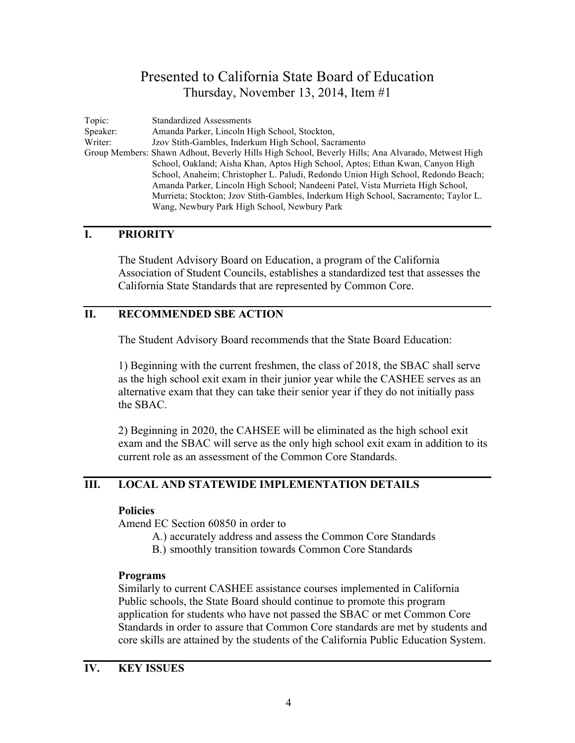# Presented to California State Board of Education
## Thursday, November 13, 2014, Item #1

Topic: Standardized Assessments
Speaker: Amanda Parker, Lincoln High School, Stockton,
Writer: Jzov Stith-Gambles, Inderkum High School, Sacramento
Group Members: Shawn Adhout, Beverly Hills High School, Beverly Hills; Ana Alvarado, Metwest High School, Oakland; Aisha Khan, Aptos High School, Aptos; Ethan Kwan, Canyon High School, Anaheim; Christopher L. Paludi, Redondo Union High School, Redondo Beach; Amanda Parker, Lincoln High School; Nandeeni Patel, Vista Murrieta High School, Murrieta; Stockton; Jzov Stith-Gambles, Inderkum High School, Sacramento; Taylor L. Wang, Newbury Park High School, Newbury Park

## I. PRIORITY

The Student Advisory Board on Education, a program of the California Association of Student Councils, establishes a standardized test that assesses the California State Standards that are represented by Common Core.

## II. RECOMMENDED SBE ACTION

The Student Advisory Board recommends that the State Board Education:

1) Beginning with the current freshmen, the class of 2018, the SBAC shall serve as the high school exit exam in their junior year while the CASHEE serves as an alternative exam that they can take their senior year if they do not initially pass the SBAC.

2) Beginning in 2020, the CAHSEE will be eliminated as the high school exit exam and the SBAC will serve as the only high school exit exam in addition to its current role as an assessment of the Common Core Standards.

## III. LOCAL AND STATEWIDE IMPLEMENTATION DETAILS

**Policies**

Amend EC Section 60850 in order to

A.) accurately address and assess the Common Core Standards
B.) smoothly transition towards Common Core Standards

**Programs**

Similarly to current CASHEE assistance courses implemented in California Public schools, the State Board should continue to promote this program application for students who have not passed the SBAC or met Common Core Standards in order to assure that Common Core standards are met by students and core skills are attained by the students of the California Public Education System.

## IV. KEY ISSUES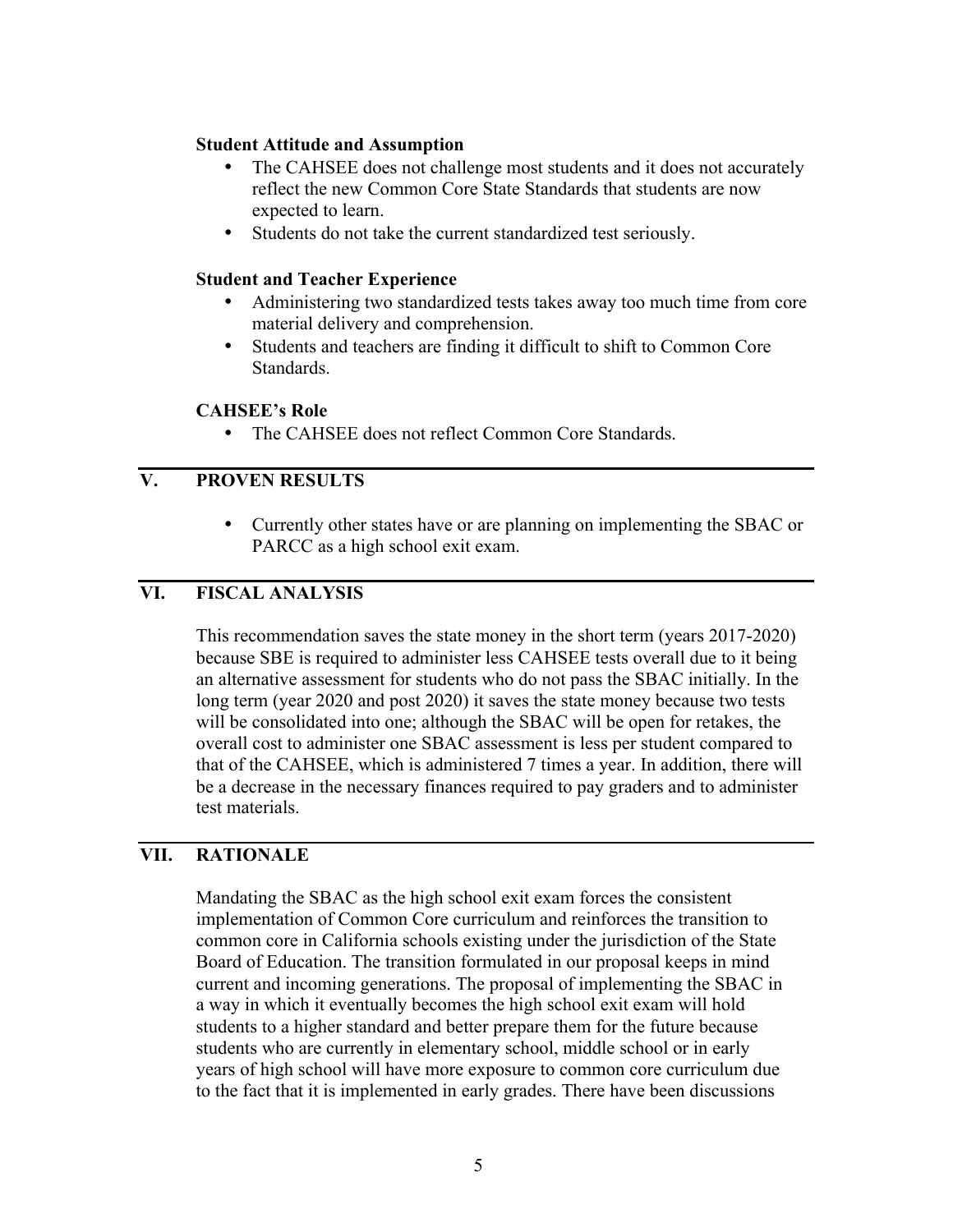**Student Attitude and Assumption**

- The CAHSEE does not challenge most students and it does not accurately reflect the new Common Core State Standards that students are now expected to learn.
- Students do not take the current standardized test seriously.

**Student and Teacher Experience**

- Administering two standardized tests takes away too much time from core material delivery and comprehension.
- Students and teachers are finding it difficult to shift to Common Core Standards.

**CAHSEE's Role**

- The CAHSEE does not reflect Common Core Standards.

## V. PROVEN RESULTS

- Currently other states have or are planning on implementing the SBAC or PARCC as a high school exit exam.

## VI. FISCAL ANALYSIS

This recommendation saves the state money in the short term (years 2017-2020) because SBE is required to administer less CAHSEE tests overall due to it being an alternative assessment for students who do not pass the SBAC initially. In the long term (year 2020 and post 2020) it saves the state money because two tests will be consolidated into one; although the SBAC will be open for retakes, the overall cost to administer one SBAC assessment is less per student compared to that of the CAHSEE, which is administered 7 times a year. In addition, there will be a decrease in the necessary finances required to pay graders and to administer test materials.

## VII. RATIONALE

Mandating the SBAC as the high school exit exam forces the consistent implementation of Common Core curriculum and reinforces the transition to common core in California schools existing under the jurisdiction of the State Board of Education. The transition formulated in our proposal keeps in mind current and incoming generations. The proposal of implementing the SBAC in a way in which it eventually becomes the high school exit exam will hold students to a higher standard and better prepare them for the future because students who are currently in elementary school, middle school or in early years of high school will have more exposure to common core curriculum due to the fact that it is implemented in early grades. There have been discussions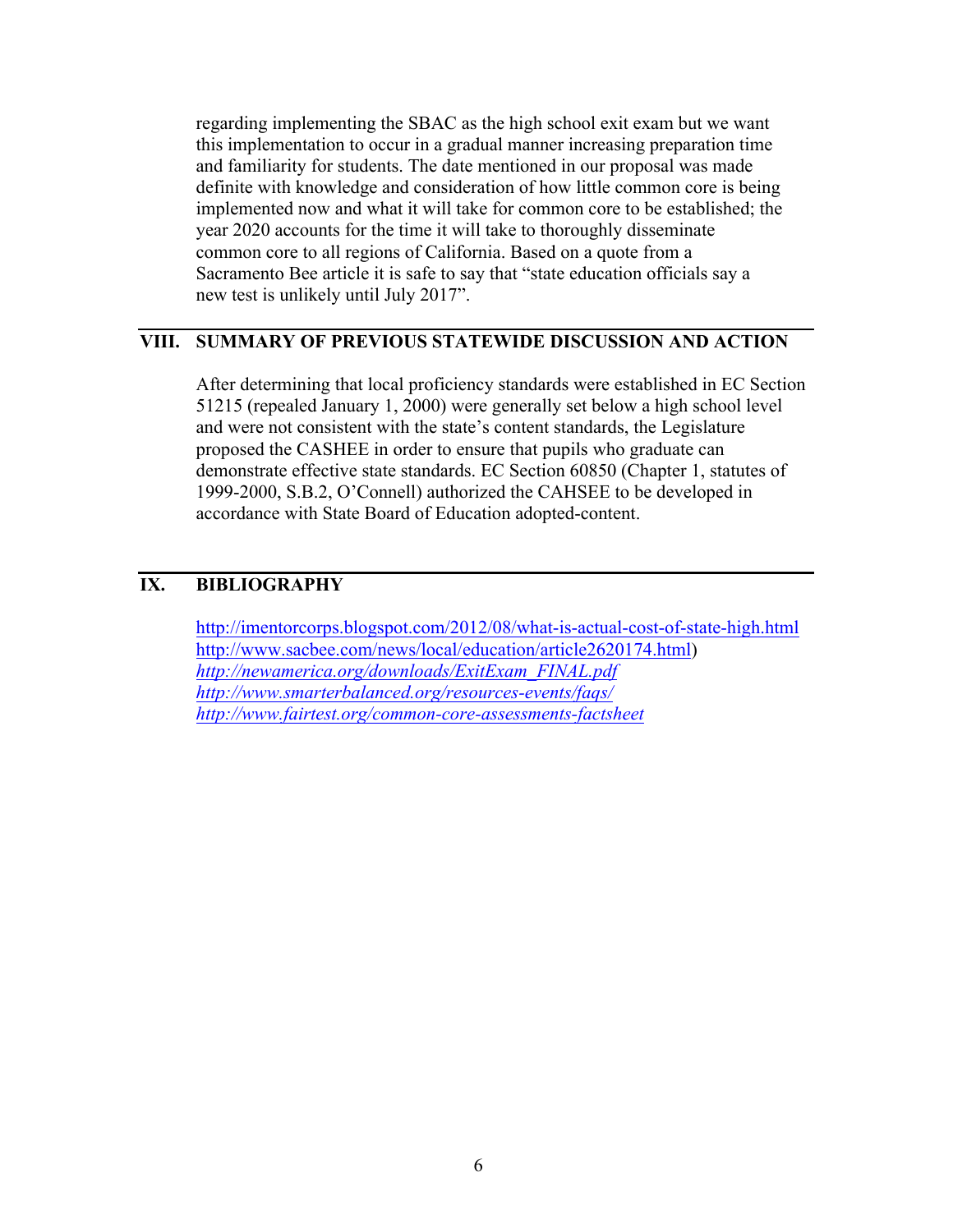regarding implementing the SBAC as the high school exit exam but we want this implementation to occur in a gradual manner increasing preparation time and familiarity for students. The date mentioned in our proposal was made definite with knowledge and consideration of how little common core is being implemented now and what it will take for common core to be established; the year 2020 accounts for the time it will take to thoroughly disseminate common core to all regions of California. Based on a quote from a Sacramento Bee article it is safe to say that "state education officials say a new test is unlikely until July 2017".

## VIII. SUMMARY OF PREVIOUS STATEWIDE DISCUSSION AND ACTION

After determining that local proficiency standards were established in EC Section 51215 (repealed January 1, 2000) were generally set below a high school level and were not consistent with the state's content standards, the Legislature proposed the CASHEE in order to ensure that pupils who graduate can demonstrate effective state standards. EC Section 60850 (Chapter 1, statutes of 1999-2000, S.B.2, O'Connell) authorized the CAHSEE to be developed in accordance with State Board of Education adopted-content.

## IX. BIBLIOGRAPHY

http://imentorcorps.blogspot.com/2012/08/what-is-actual-cost-of-state-high.html
http://www.sacbee.com/news/local/education/article2620174.html)
*http://newamerica.org/downloads/ExitExam_FINAL.pdf*
*http://www.smarterbalanced.org/resources-events/faqs/*
*http://www.fairtest.org/common-core-assessments-factsheet*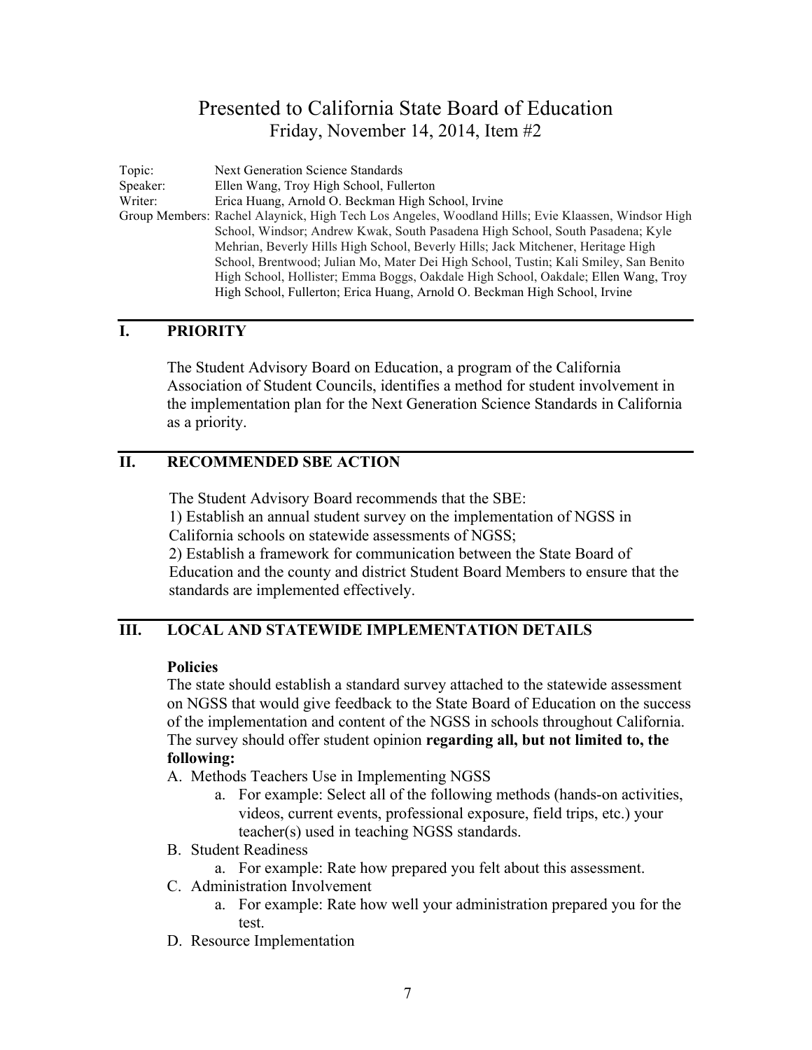# Presented to California State Board of Education

Friday, November 14, 2014, Item #2

Topic: Next Generation Science Standards
Speaker: Ellen Wang, Troy High School, Fullerton
Writer: Erica Huang, Arnold O. Beckman High School, Irvine
Group Members: Rachel Alaynick, High Tech Los Angeles, Woodland Hills; Evie Klaassen, Windsor High School, Windsor; Andrew Kwak, South Pasadena High School, South Pasadena; Kyle Mehrian, Beverly Hills High School, Beverly Hills; Jack Mitchener, Heritage High School, Brentwood; Julian Mo, Mater Dei High School, Tustin; Kali Smiley, San Benito High School, Hollister; Emma Boggs, Oakdale High School, Oakdale; Ellen Wang, Troy High School, Fullerton; Erica Huang, Arnold O. Beckman High School, Irvine

## I. PRIORITY

The Student Advisory Board on Education, a program of the California Association of Student Councils, identifies a method for student involvement in the implementation plan for the Next Generation Science Standards in California as a priority.

## II. RECOMMENDED SBE ACTION

The Student Advisory Board recommends that the SBE:
1) Establish an annual student survey on the implementation of NGSS in California schools on statewide assessments of NGSS;
2) Establish a framework for communication between the State Board of Education and the county and district Student Board Members to ensure that the standards are implemented effectively.

## III. LOCAL AND STATEWIDE IMPLEMENTATION DETAILS

**Policies**

The state should establish a standard survey attached to the statewide assessment on NGSS that would give feedback to the State Board of Education on the success of the implementation and content of the NGSS in schools throughout California. The survey should offer student opinion **regarding all, but not limited to, the following:**

A. Methods Teachers Use in Implementing NGSS
   a. For example: Select all of the following methods (hands-on activities, videos, current events, professional exposure, field trips, etc.) your teacher(s) used in teaching NGSS standards.
B. Student Readiness
   a. For example: Rate how prepared you felt about this assessment.
C. Administration Involvement
   a. For example: Rate how well your administration prepared you for the test.
D. Resource Implementation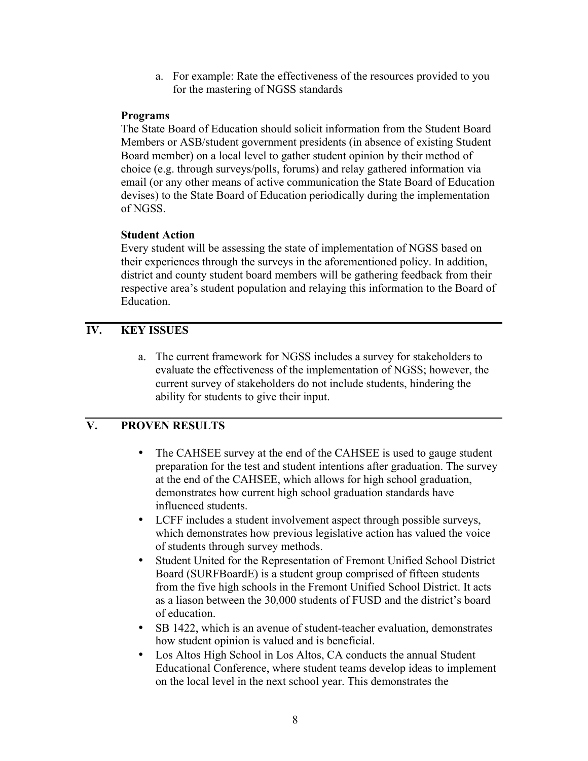a. For example: Rate the effectiveness of the resources provided to you for the mastering of NGSS standards

**Programs**

The State Board of Education should solicit information from the Student Board Members or ASB/student government presidents (in absence of existing Student Board member) on a local level to gather student opinion by their method of choice (e.g. through surveys/polls, forums) and relay gathered information via email (or any other means of active communication the State Board of Education devises) to the State Board of Education periodically during the implementation of NGSS.

**Student Action**

Every student will be assessing the state of implementation of NGSS based on their experiences through the surveys in the aforementioned policy. In addition, district and county student board members will be gathering feedback from their respective area's student population and relaying this information to the Board of Education.

## IV. KEY ISSUES

a. The current framework for NGSS includes a survey for stakeholders to evaluate the effectiveness of the implementation of NGSS; however, the current survey of stakeholders do not include students, hindering the ability for students to give their input.

## V. PROVEN RESULTS

- The CAHSEE survey at the end of the CAHSEE is used to gauge student preparation for the test and student intentions after graduation. The survey at the end of the CAHSEE, which allows for high school graduation, demonstrates how current high school graduation standards have influenced students.
- LCFF includes a student involvement aspect through possible surveys, which demonstrates how previous legislative action has valued the voice of students through survey methods.
- Student United for the Representation of Fremont Unified School District Board (SURFBoardE) is a student group comprised of fifteen students from the five high schools in the Fremont Unified School District. It acts as a liason between the 30,000 students of FUSD and the district's board of education.
- SB 1422, which is an avenue of student-teacher evaluation, demonstrates how student opinion is valued and is beneficial.
- Los Altos High School in Los Altos, CA conducts the annual Student Educational Conference, where student teams develop ideas to implement on the local level in the next school year. This demonstrates the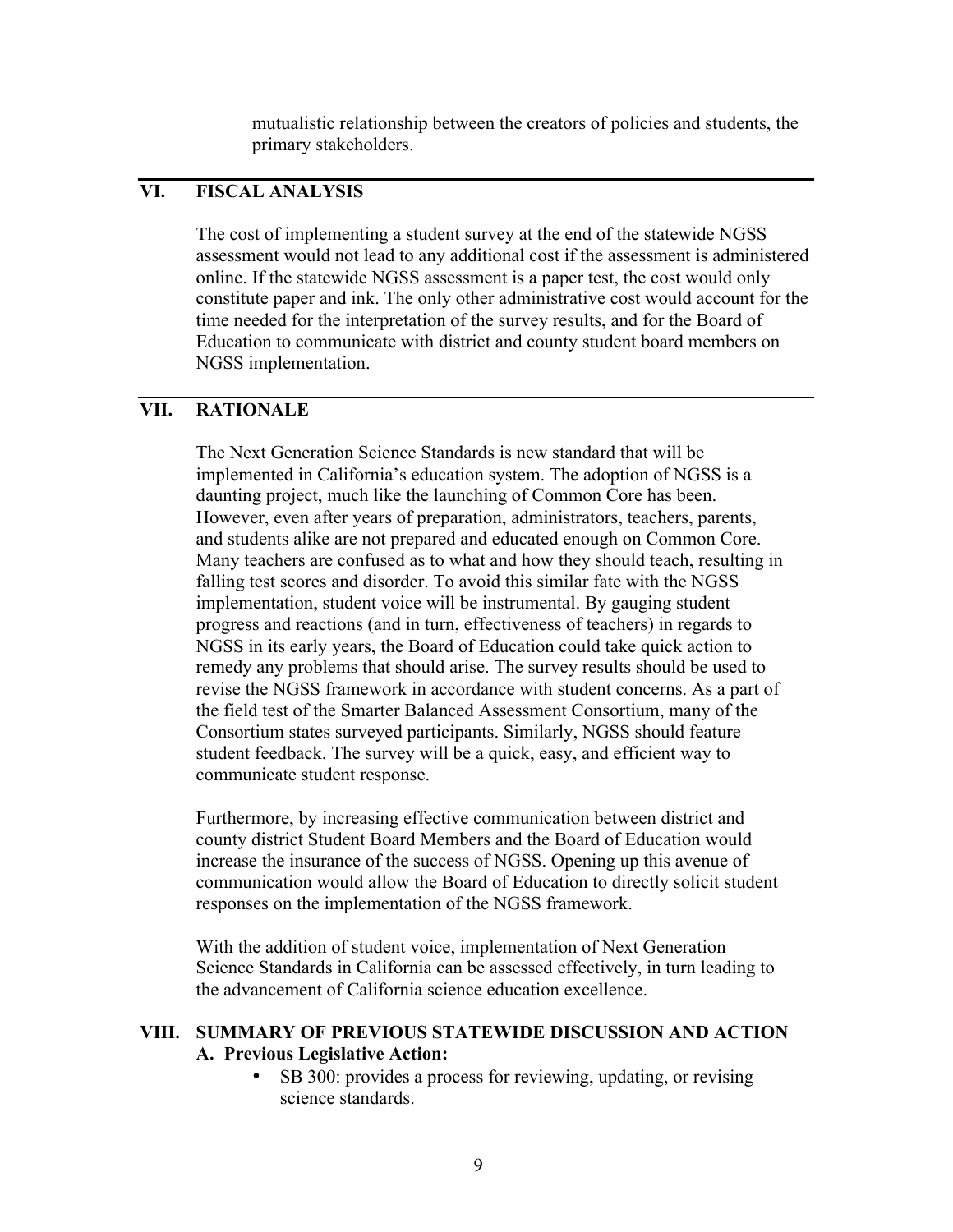mutualistic relationship between the creators of policies and students, the primary stakeholders.

## VI. FISCAL ANALYSIS

The cost of implementing a student survey at the end of the statewide NGSS assessment would not lead to any additional cost if the assessment is administered online. If the statewide NGSS assessment is a paper test, the cost would only constitute paper and ink. The only other administrative cost would account for the time needed for the interpretation of the survey results, and for the Board of Education to communicate with district and county student board members on NGSS implementation.

## VII. RATIONALE

The Next Generation Science Standards is new standard that will be implemented in California's education system. The adoption of NGSS is a daunting project, much like the launching of Common Core has been. However, even after years of preparation, administrators, teachers, parents, and students alike are not prepared and educated enough on Common Core. Many teachers are confused as to what and how they should teach, resulting in falling test scores and disorder. To avoid this similar fate with the NGSS implementation, student voice will be instrumental. By gauging student progress and reactions (and in turn, effectiveness of teachers) in regards to NGSS in its early years, the Board of Education could take quick action to remedy any problems that should arise. The survey results should be used to revise the NGSS framework in accordance with student concerns. As a part of the field test of the Smarter Balanced Assessment Consortium, many of the Consortium states surveyed participants. Similarly, NGSS should feature student feedback. The survey will be a quick, easy, and efficient way to communicate student response.

Furthermore, by increasing effective communication between district and county district Student Board Members and the Board of Education would increase the insurance of the success of NGSS. Opening up this avenue of communication would allow the Board of Education to directly solicit student responses on the implementation of the NGSS framework.

With the addition of student voice, implementation of Next Generation Science Standards in California can be assessed effectively, in turn leading to the advancement of California science education excellence.

## VIII. SUMMARY OF PREVIOUS STATEWIDE DISCUSSION AND ACTION

### A. Previous Legislative Action:

- SB 300: provides a process for reviewing, updating, or revising science standards.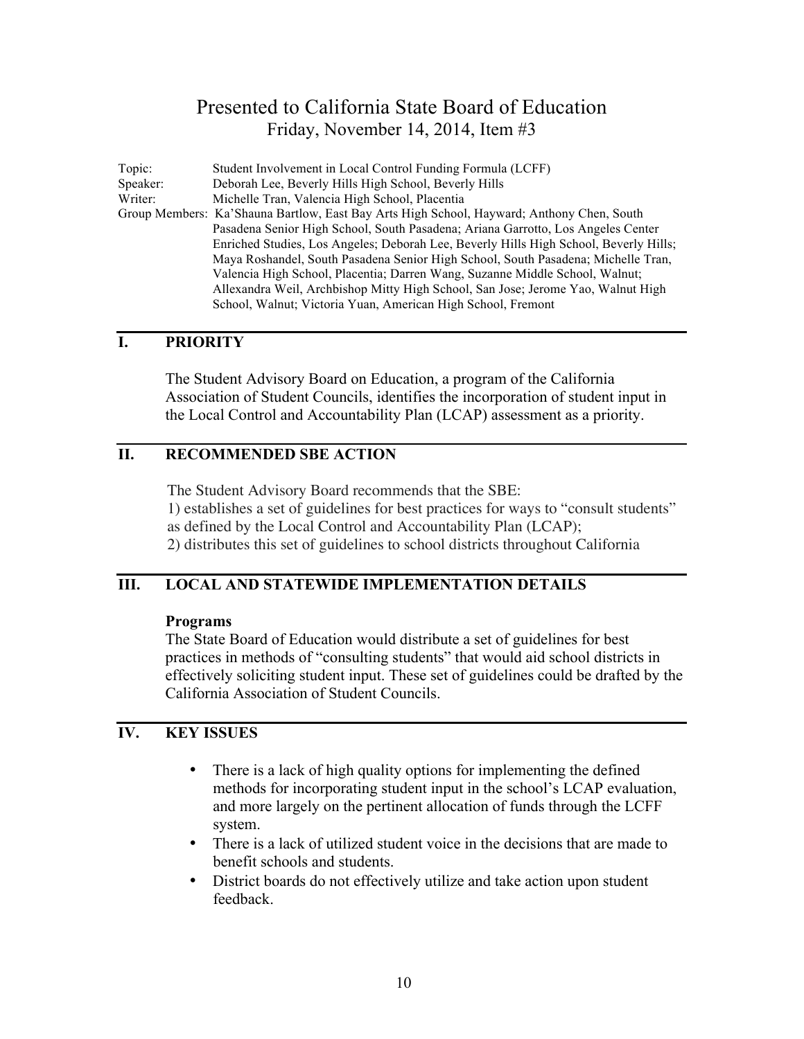# Presented to California State Board of Education

Friday, November 14, 2014, Item #3

Topic: Student Involvement in Local Control Funding Formula (LCFF)

Speaker: Deborah Lee, Beverly Hills High School, Beverly Hills

Writer: Michelle Tran, Valencia High School, Placentia

Group Members: Ka'Shauna Bartlow, East Bay Arts High School, Hayward; Anthony Chen, South Pasadena Senior High School, South Pasadena; Ariana Garrotto, Los Angeles Center Enriched Studies, Los Angeles; Deborah Lee, Beverly Hills High School, Beverly Hills; Maya Roshandel, South Pasadena Senior High School, South Pasadena; Michelle Tran, Valencia High School, Placentia; Darren Wang, Suzanne Middle School, Walnut; Allexandra Weil, Archbishop Mitty High School, San Jose; Jerome Yao, Walnut High School, Walnut; Victoria Yuan, American High School, Fremont

## I. PRIORITY

The Student Advisory Board on Education, a program of the California Association of Student Councils, identifies the incorporation of student input in the Local Control and Accountability Plan (LCAP) assessment as a priority.

## II. RECOMMENDED SBE ACTION

The Student Advisory Board recommends that the SBE:
1) establishes a set of guidelines for best practices for ways to "consult students" as defined by the Local Control and Accountability Plan (LCAP);
2) distributes this set of guidelines to school districts throughout California

## III. LOCAL AND STATEWIDE IMPLEMENTATION DETAILS

**Programs**

The State Board of Education would distribute a set of guidelines for best practices in methods of "consulting students" that would aid school districts in effectively soliciting student input. These set of guidelines could be drafted by the California Association of Student Councils.

## IV. KEY ISSUES

- There is a lack of high quality options for implementing the defined methods for incorporating student input in the school's LCAP evaluation, and more largely on the pertinent allocation of funds through the LCFF system.
- There is a lack of utilized student voice in the decisions that are made to benefit schools and students.
- District boards do not effectively utilize and take action upon student feedback.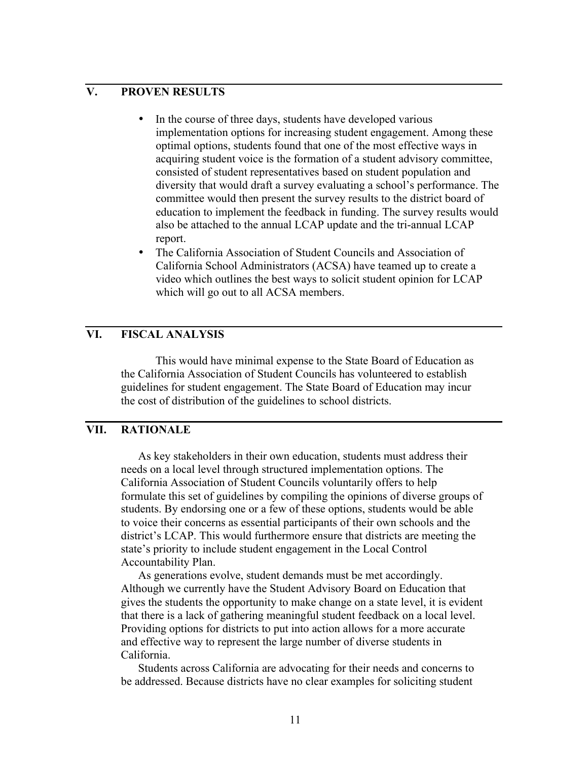## V. PROVEN RESULTS

- In the course of three days, students have developed various implementation options for increasing student engagement. Among these optimal options, students found that one of the most effective ways in acquiring student voice is the formation of a student advisory committee, consisted of student representatives based on student population and diversity that would draft a survey evaluating a school's performance. The committee would then present the survey results to the district board of education to implement the feedback in funding. The survey results would also be attached to the annual LCAP update and the tri-annual LCAP report.
- The California Association of Student Councils and Association of California School Administrators (ACSA) have teamed up to create a video which outlines the best ways to solicit student opinion for LCAP which will go out to all ACSA members.

## VI. FISCAL ANALYSIS

This would have minimal expense to the State Board of Education as the California Association of Student Councils has volunteered to establish guidelines for student engagement. The State Board of Education may incur the cost of distribution of the guidelines to school districts.

## VII. RATIONALE

As key stakeholders in their own education, students must address their needs on a local level through structured implementation options. The California Association of Student Councils voluntarily offers to help formulate this set of guidelines by compiling the opinions of diverse groups of students. By endorsing one or a few of these options, students would be able to voice their concerns as essential participants of their own schools and the district's LCAP. This would furthermore ensure that districts are meeting the state's priority to include student engagement in the Local Control Accountability Plan.

As generations evolve, student demands must be met accordingly. Although we currently have the Student Advisory Board on Education that gives the students the opportunity to make change on a state level, it is evident that there is a lack of gathering meaningful student feedback on a local level. Providing options for districts to put into action allows for a more accurate and effective way to represent the large number of diverse students in California.

Students across California are advocating for their needs and concerns to be addressed. Because districts have no clear examples for soliciting student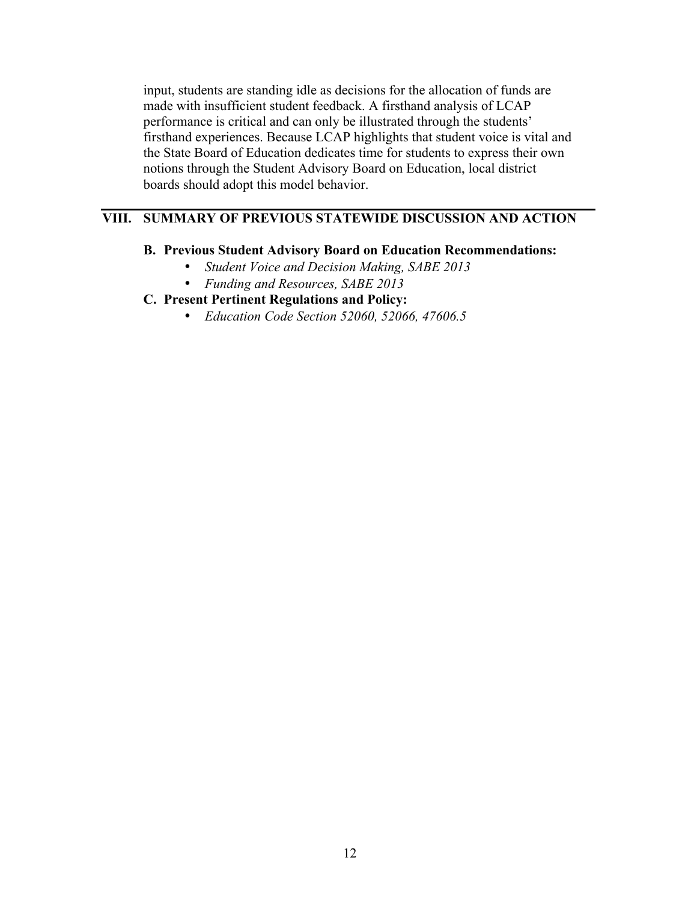input, students are standing idle as decisions for the allocation of funds are made with insufficient student feedback. A firsthand analysis of LCAP performance is critical and can only be illustrated through the students' firsthand experiences. Because LCAP highlights that student voice is vital and the State Board of Education dedicates time for students to express their own notions through the Student Advisory Board on Education, local district boards should adopt this model behavior.

## VIII. SUMMARY OF PREVIOUS STATEWIDE DISCUSSION AND ACTION

**B. Previous Student Advisory Board on Education Recommendations:**

- *Student Voice and Decision Making, SABE 2013*
- *Funding and Resources, SABE 2013*

**C. Present Pertinent Regulations and Policy:**

- *Education Code Section 52060, 52066, 47606.5*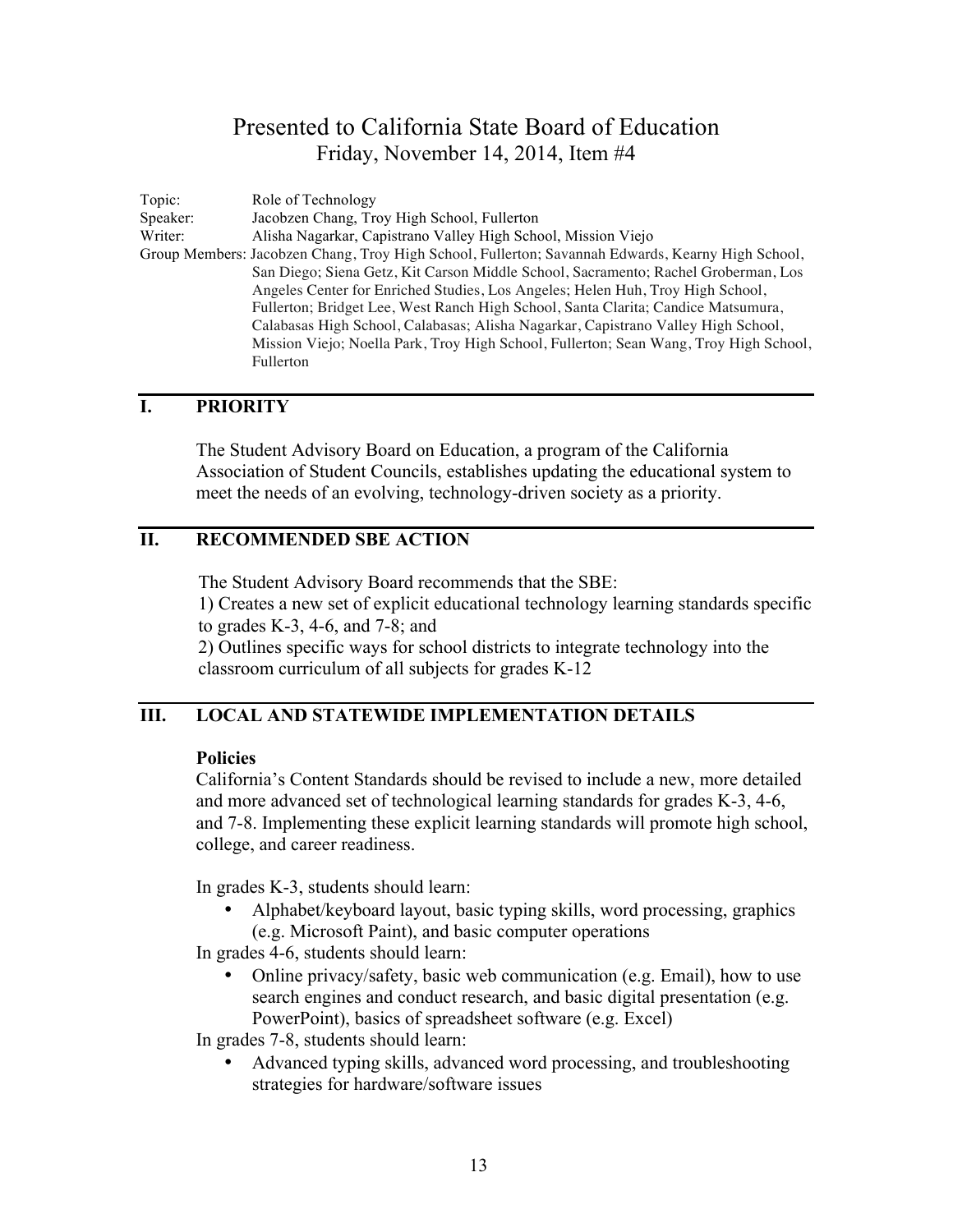# Presented to California State Board of Education

Friday, November 14, 2014, Item #4

Topic: Role of Technology
Speaker: Jacobzen Chang, Troy High School, Fullerton
Writer: Alisha Nagarkar, Capistrano Valley High School, Mission Viejo
Group Members: Jacobzen Chang, Troy High School, Fullerton; Savannah Edwards, Kearny High School, San Diego; Siena Getz, Kit Carson Middle School, Sacramento; Rachel Groberman, Los Angeles Center for Enriched Studies, Los Angeles; Helen Huh, Troy High School, Fullerton; Bridget Lee, West Ranch High School, Santa Clarita; Candice Matsumura, Calabasas High School, Calabasas; Alisha Nagarkar, Capistrano Valley High School, Mission Viejo; Noella Park, Troy High School, Fullerton; Sean Wang, Troy High School, Fullerton

## I. PRIORITY

The Student Advisory Board on Education, a program of the California Association of Student Councils, establishes updating the educational system to meet the needs of an evolving, technology-driven society as a priority.

## II. RECOMMENDED SBE ACTION

The Student Advisory Board recommends that the SBE:
1) Creates a new set of explicit educational technology learning standards specific to grades K-3, 4-6, and 7-8; and
2) Outlines specific ways for school districts to integrate technology into the classroom curriculum of all subjects for grades K-12

## III. LOCAL AND STATEWIDE IMPLEMENTATION DETAILS

**Policies**

California's Content Standards should be revised to include a new, more detailed and more advanced set of technological learning standards for grades K-3, 4-6, and 7-8. Implementing these explicit learning standards will promote high school, college, and career readiness.

In grades K-3, students should learn:

- Alphabet/keyboard layout, basic typing skills, word processing, graphics (e.g. Microsoft Paint), and basic computer operations

In grades 4-6, students should learn:

- Online privacy/safety, basic web communication (e.g. Email), how to use search engines and conduct research, and basic digital presentation (e.g. PowerPoint), basics of spreadsheet software (e.g. Excel)

In grades 7-8, students should learn:

- Advanced typing skills, advanced word processing, and troubleshooting strategies for hardware/software issues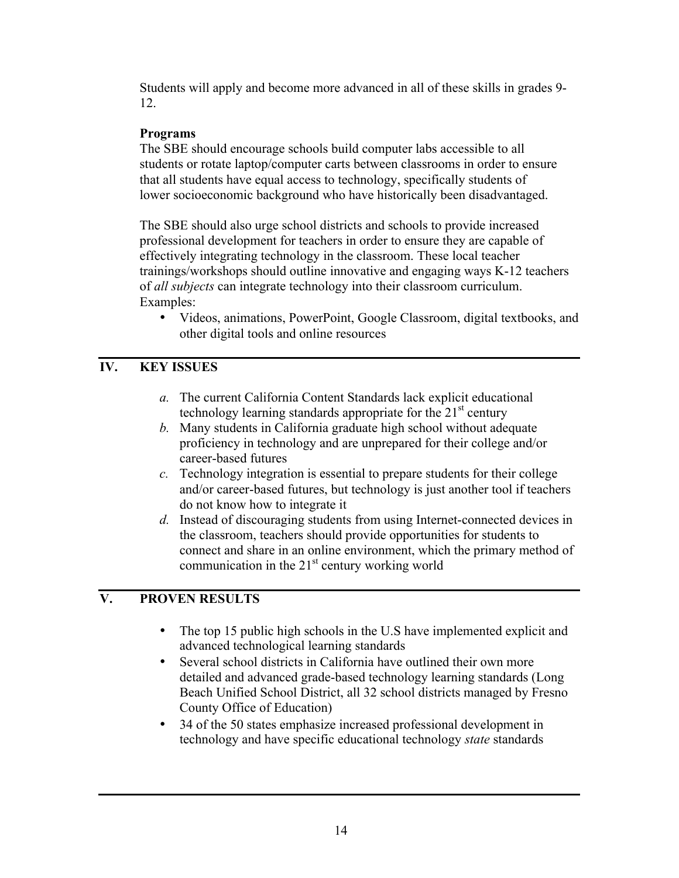Students will apply and become more advanced in all of these skills in grades 9-12.

**Programs**

The SBE should encourage schools build computer labs accessible to all students or rotate laptop/computer carts between classrooms in order to ensure that all students have equal access to technology, specifically students of lower socioeconomic background who have historically been disadvantaged.

The SBE should also urge school districts and schools to provide increased professional development for teachers in order to ensure they are capable of effectively integrating technology in the classroom. These local teacher trainings/workshops should outline innovative and engaging ways K-12 teachers of *all subjects* can integrate technology into their classroom curriculum. Examples:

- Videos, animations, PowerPoint, Google Classroom, digital textbooks, and other digital tools and online resources

## IV. KEY ISSUES

*a.* The current California Content Standards lack explicit educational technology learning standards appropriate for the 21st century

*b.* Many students in California graduate high school without adequate proficiency in technology and are unprepared for their college and/or career-based futures

*c.* Technology integration is essential to prepare students for their college and/or career-based futures, but technology is just another tool if teachers do not know how to integrate it

*d.* Instead of discouraging students from using Internet-connected devices in the classroom, teachers should provide opportunities for students to connect and share in an online environment, which the primary method of communication in the 21st century working world

## V. PROVEN RESULTS

- The top 15 public high schools in the U.S have implemented explicit and advanced technological learning standards
- Several school districts in California have outlined their own more detailed and advanced grade-based technology learning standards (Long Beach Unified School District, all 32 school districts managed by Fresno County Office of Education)
- 34 of the 50 states emphasize increased professional development in technology and have specific educational technology *state* standards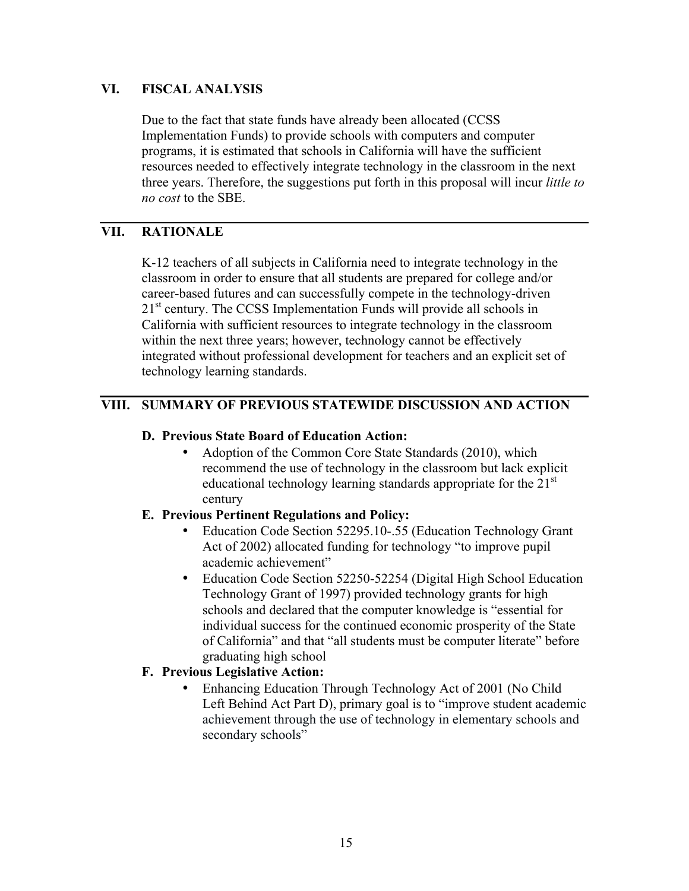## VI. FISCAL ANALYSIS

Due to the fact that state funds have already been allocated (CCSS Implementation Funds) to provide schools with computers and computer programs, it is estimated that schools in California will have the sufficient resources needed to effectively integrate technology in the classroom in the next three years. Therefore, the suggestions put forth in this proposal will incur *little to no cost* to the SBE.

## VII. RATIONALE

K-12 teachers of all subjects in California need to integrate technology in the classroom in order to ensure that all students are prepared for college and/or career-based futures and can successfully compete in the technology-driven 21st century. The CCSS Implementation Funds will provide all schools in California with sufficient resources to integrate technology in the classroom within the next three years; however, technology cannot be effectively integrated without professional development for teachers and an explicit set of technology learning standards.

## VIII. SUMMARY OF PREVIOUS STATEWIDE DISCUSSION AND ACTION

**D. Previous State Board of Education Action:**

- Adoption of the Common Core State Standards (2010), which recommend the use of technology in the classroom but lack explicit educational technology learning standards appropriate for the 21st century

**E. Previous Pertinent Regulations and Policy:**

- Education Code Section 52295.10-.55 (Education Technology Grant Act of 2002) allocated funding for technology "to improve pupil academic achievement"
- Education Code Section 52250-52254 (Digital High School Education Technology Grant of 1997) provided technology grants for high schools and declared that the computer knowledge is "essential for individual success for the continued economic prosperity of the State of California" and that "all students must be computer literate" before graduating high school

**F. Previous Legislative Action:**

- Enhancing Education Through Technology Act of 2001 (No Child Left Behind Act Part D), primary goal is to "improve student academic achievement through the use of technology in elementary schools and secondary schools"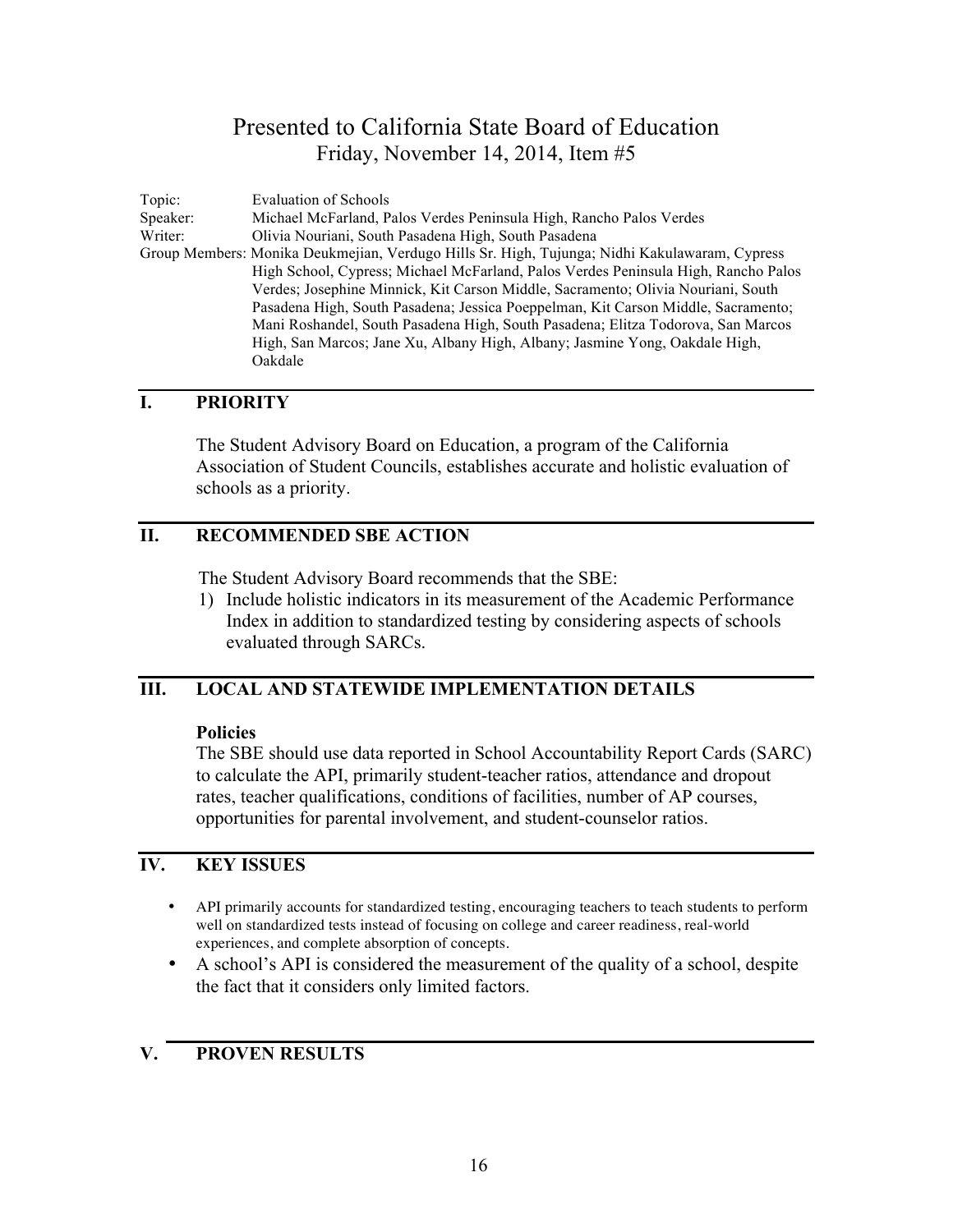# Presented to California State Board of Education

Friday, November 14, 2014, Item #5

Topic: Evaluation of Schools
Speaker: Michael McFarland, Palos Verdes Peninsula High, Rancho Palos Verdes
Writer: Olivia Nouriani, South Pasadena High, South Pasadena
Group Members: Monika Deukmejian, Verdugo Hills Sr. High, Tujunga; Nidhi Kakulawaram, Cypress High School, Cypress; Michael McFarland, Palos Verdes Peninsula High, Rancho Palos Verdes; Josephine Minnick, Kit Carson Middle, Sacramento; Olivia Nouriani, South Pasadena High, South Pasadena; Jessica Poeppelman, Kit Carson Middle, Sacramento; Mani Roshandel, South Pasadena High, South Pasadena; Elitza Todorova, San Marcos High, San Marcos; Jane Xu, Albany High, Albany; Jasmine Yong, Oakdale High, Oakdale

## I. PRIORITY

The Student Advisory Board on Education, a program of the California Association of Student Councils, establishes accurate and holistic evaluation of schools as a priority.

## II. RECOMMENDED SBE ACTION

The Student Advisory Board recommends that the SBE:

1) Include holistic indicators in its measurement of the Academic Performance Index in addition to standardized testing by considering aspects of schools evaluated through SARCs.

## III. LOCAL AND STATEWIDE IMPLEMENTATION DETAILS

**Policies**

The SBE should use data reported in School Accountability Report Cards (SARC) to calculate the API, primarily student-teacher ratios, attendance and dropout rates, teacher qualifications, conditions of facilities, number of AP courses, opportunities for parental involvement, and student-counselor ratios.

## IV. KEY ISSUES

- API primarily accounts for standardized testing, encouraging teachers to teach students to perform well on standardized tests instead of focusing on college and career readiness, real-world experiences, and complete absorption of concepts.
- A school's API is considered the measurement of the quality of a school, despite the fact that it considers only limited factors.

## V. PROVEN RESULTS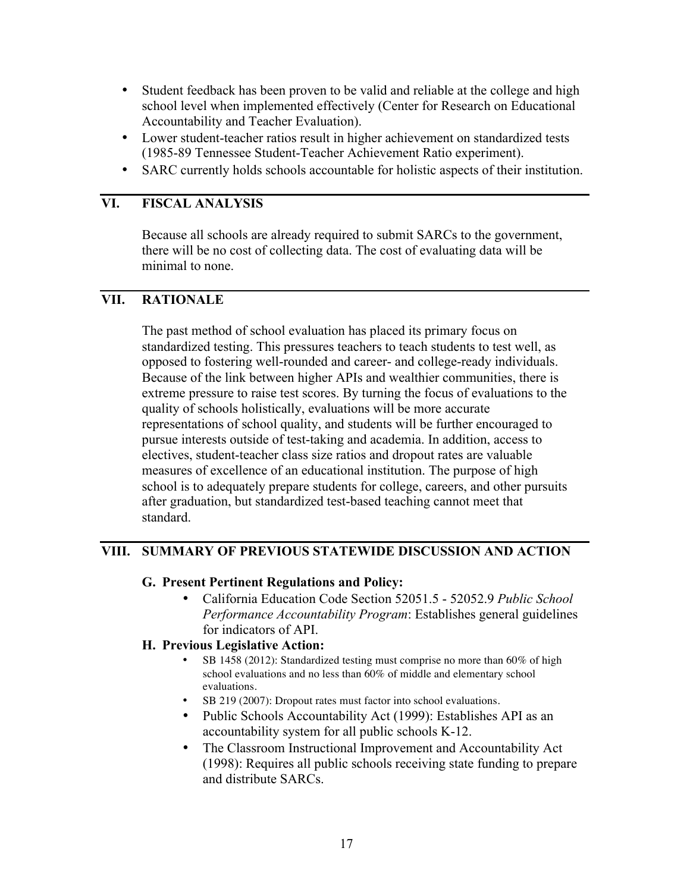- Student feedback has been proven to be valid and reliable at the college and high school level when implemented effectively (Center for Research on Educational Accountability and Teacher Evaluation).
- Lower student-teacher ratios result in higher achievement on standardized tests (1985-89 Tennessee Student-Teacher Achievement Ratio experiment).
- SARC currently holds schools accountable for holistic aspects of their institution.

## VI. FISCAL ANALYSIS

Because all schools are already required to submit SARCs to the government, there will be no cost of collecting data. The cost of evaluating data will be minimal to none.

## VII. RATIONALE

The past method of school evaluation has placed its primary focus on standardized testing. This pressures teachers to teach students to test well, as opposed to fostering well-rounded and career- and college-ready individuals. Because of the link between higher APIs and wealthier communities, there is extreme pressure to raise test scores. By turning the focus of evaluations to the quality of schools holistically, evaluations will be more accurate representations of school quality, and students will be further encouraged to pursue interests outside of test-taking and academia. In addition, access to electives, student-teacher class size ratios and dropout rates are valuable measures of excellence of an educational institution. The purpose of high school is to adequately prepare students for college, careers, and other pursuits after graduation, but standardized test-based teaching cannot meet that standard.

## VIII. SUMMARY OF PREVIOUS STATEWIDE DISCUSSION AND ACTION

### G. Present Pertinent Regulations and Policy:

- California Education Code Section 52051.5 - 52052.9 *Public School Performance Accountability Program*: Establishes general guidelines for indicators of API.

### H. Previous Legislative Action:

- SB 1458 (2012): Standardized testing must comprise no more than 60% of high school evaluations and no less than 60% of middle and elementary school evaluations.
- SB 219 (2007): Dropout rates must factor into school evaluations.
- Public Schools Accountability Act (1999): Establishes API as an accountability system for all public schools K-12.
- The Classroom Instructional Improvement and Accountability Act (1998): Requires all public schools receiving state funding to prepare and distribute SARCs.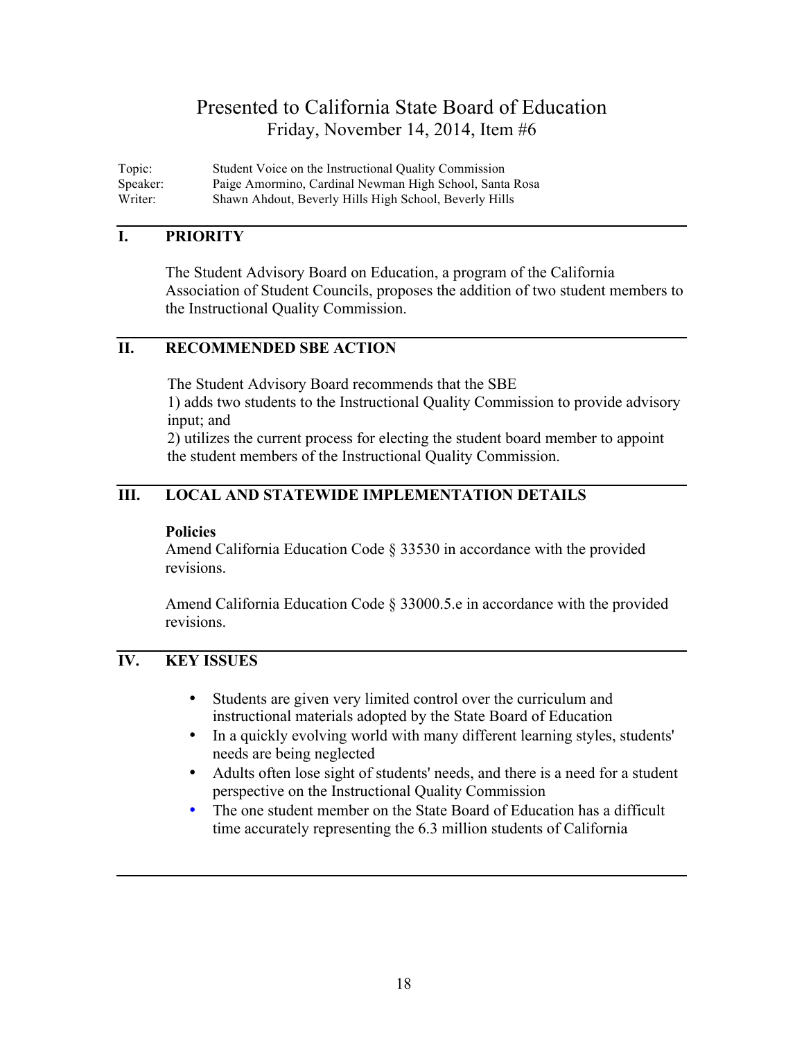# Presented to California State Board of Education

Friday, November 14, 2014, Item #6

Topic: Student Voice on the Instructional Quality Commission
Speaker: Paige Amormino, Cardinal Newman High School, Santa Rosa
Writer: Shawn Ahdout, Beverly Hills High School, Beverly Hills

## I. PRIORITY

The Student Advisory Board on Education, a program of the California Association of Student Councils, proposes the addition of two student members to the Instructional Quality Commission.

## II. RECOMMENDED SBE ACTION

The Student Advisory Board recommends that the SBE
1) adds two students to the Instructional Quality Commission to provide advisory input; and
2) utilizes the current process for electing the student board member to appoint the student members of the Instructional Quality Commission.

## III. LOCAL AND STATEWIDE IMPLEMENTATION DETAILS

**Policies**

Amend California Education Code § 33530 in accordance with the provided revisions.

Amend California Education Code § 33000.5.e in accordance with the provided revisions.

## IV. KEY ISSUES

- Students are given very limited control over the curriculum and instructional materials adopted by the State Board of Education
- In a quickly evolving world with many different learning styles, students' needs are being neglected
- Adults often lose sight of students' needs, and there is a need for a student perspective on the Instructional Quality Commission
- The one student member on the State Board of Education has a difficult time accurately representing the 6.3 million students of California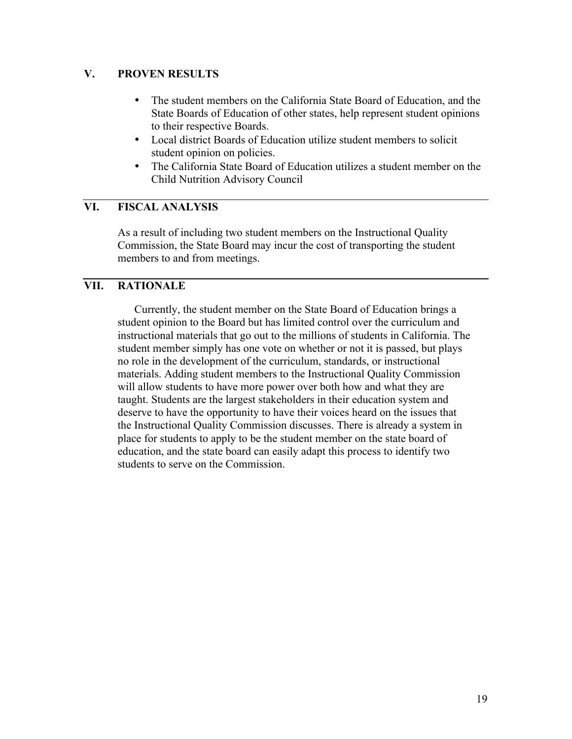## V. PROVEN RESULTS

- The student members on the California State Board of Education, and the State Boards of Education of other states, help represent student opinions to their respective Boards.
- Local district Boards of Education utilize student members to solicit student opinion on policies.
- The California State Board of Education utilizes a student member on the Child Nutrition Advisory Council

## VI. FISCAL ANALYSIS

As a result of including two student members on the Instructional Quality Commission, the State Board may incur the cost of transporting the student members to and from meetings.

## VII. RATIONALE

Currently, the student member on the State Board of Education brings a student opinion to the Board but has limited control over the curriculum and instructional materials that go out to the millions of students in California. The student member simply has one vote on whether or not it is passed, but plays no role in the development of the curriculum, standards, or instructional materials. Adding student members to the Instructional Quality Commission will allow students to have more power over both how and what they are taught. Students are the largest stakeholders in their education system and deserve to have the opportunity to have their voices heard on the issues that the Instructional Quality Commission discusses. There is already a system in place for students to apply to be the student member on the state board of education, and the state board can easily adapt this process to identify two students to serve on the Commission.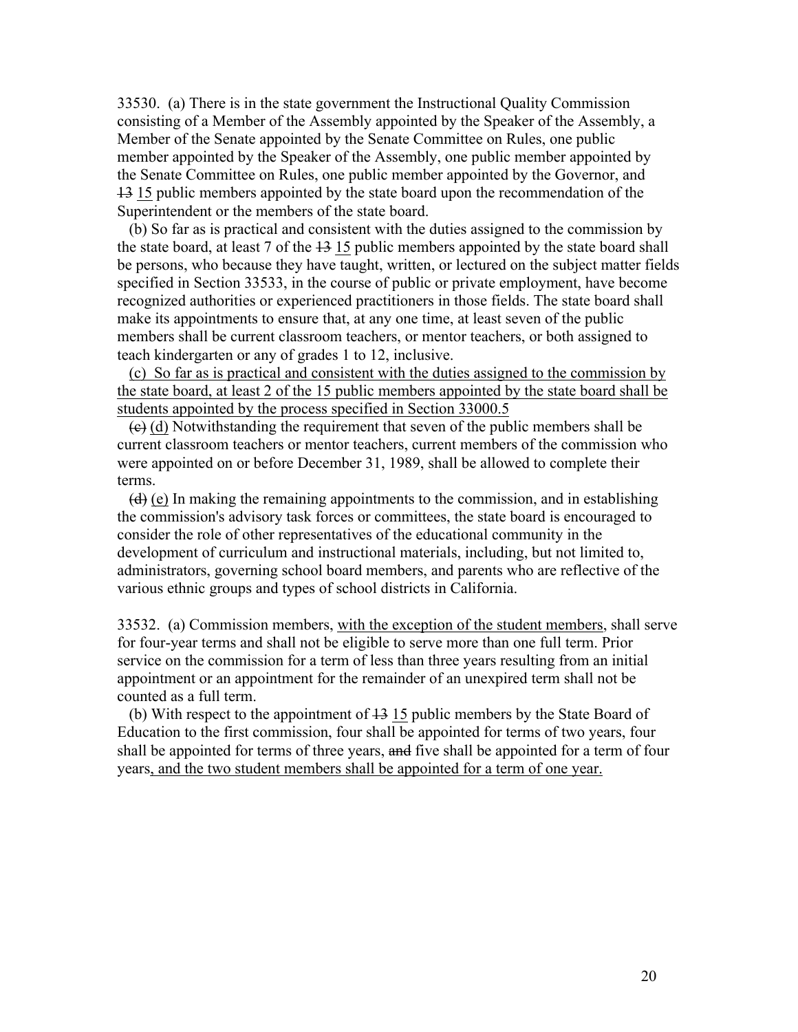33530. (a) There is in the state government the Instructional Quality Commission consisting of a Member of the Assembly appointed by the Speaker of the Assembly, a Member of the Senate appointed by the Senate Committee on Rules, one public member appointed by the Speaker of the Assembly, one public member appointed by the Senate Committee on Rules, one public member appointed by the Governor, and ~~13~~ <u>15</u> public members appointed by the state board upon the recommendation of the Superintendent or the members of the state board.

(b) So far as is practical and consistent with the duties assigned to the commission by the state board, at least 7 of the ~~13~~ <u>15</u> public members appointed by the state board shall be persons, who because they have taught, written, or lectured on the subject matter fields specified in Section 33533, in the course of public or private employment, have become recognized authorities or experienced practitioners in those fields. The state board shall make its appointments to ensure that, at any one time, at least seven of the public members shall be current classroom teachers, or mentor teachers, or both assigned to teach kindergarten or any of grades 1 to 12, inclusive.

<u>(c) So far as is practical and consistent with the duties assigned to the commission by the state board, at least 2 of the 15 public members appointed by the state board shall be students appointed by the process specified in Section 33000.5</u>

~~(c)~~ <u>(d)</u> Notwithstanding the requirement that seven of the public members shall be current classroom teachers or mentor teachers, current members of the commission who were appointed on or before December 31, 1989, shall be allowed to complete their terms.

~~(d)~~ <u>(e)</u> In making the remaining appointments to the commission, and in establishing the commission's advisory task forces or committees, the state board is encouraged to consider the role of other representatives of the educational community in the development of curriculum and instructional materials, including, but not limited to, administrators, governing school board members, and parents who are reflective of the various ethnic groups and types of school districts in California.

33532. (a) Commission members, <u>with the exception of the student members</u>, shall serve for four-year terms and shall not be eligible to serve more than one full term. Prior service on the commission for a term of less than three years resulting from an initial appointment or an appointment for the remainder of an unexpired term shall not be counted as a full term.

(b) With respect to the appointment of ~~13~~ <u>15</u> public members by the State Board of Education to the first commission, four shall be appointed for terms of two years, four shall be appointed for terms of three years, ~~and~~ five shall be appointed for a term of four years<u>, and the two student members shall be appointed for a term of one year.</u>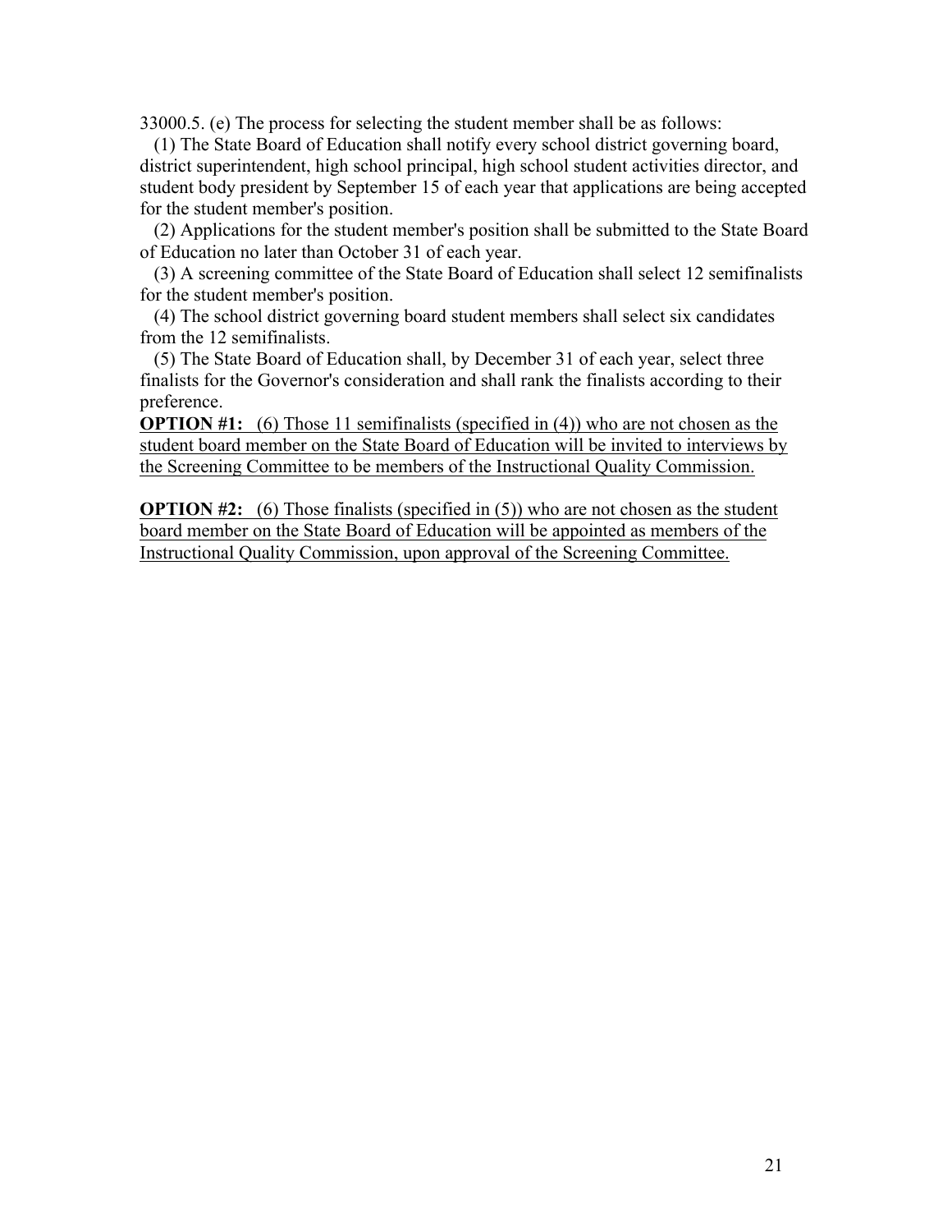33000.5. (e) The process for selecting the student member shall be as follows:

(1) The State Board of Education shall notify every school district governing board, district superintendent, high school principal, high school student activities director, and student body president by September 15 of each year that applications are being accepted for the student member's position.

(2) Applications for the student member's position shall be submitted to the State Board of Education no later than October 31 of each year.

(3) A screening committee of the State Board of Education shall select 12 semifinalists for the student member's position.

(4) The school district governing board student members shall select six candidates from the 12 semifinalists.

(5) The State Board of Education shall, by December 31 of each year, select three finalists for the Governor's consideration and shall rank the finalists according to their preference.

**OPTION #1:** <u>(6) Those 11 semifinalists (specified in (4)) who are not chosen as the student board member on the State Board of Education will be invited to interviews by the Screening Committee to be members of the Instructional Quality Commission.</u>

**OPTION #2:** <u>(6) Those finalists (specified in (5)) who are not chosen as the student board member on the State Board of Education will be appointed as members of the Instructional Quality Commission, upon approval of the Screening Committee.</u>